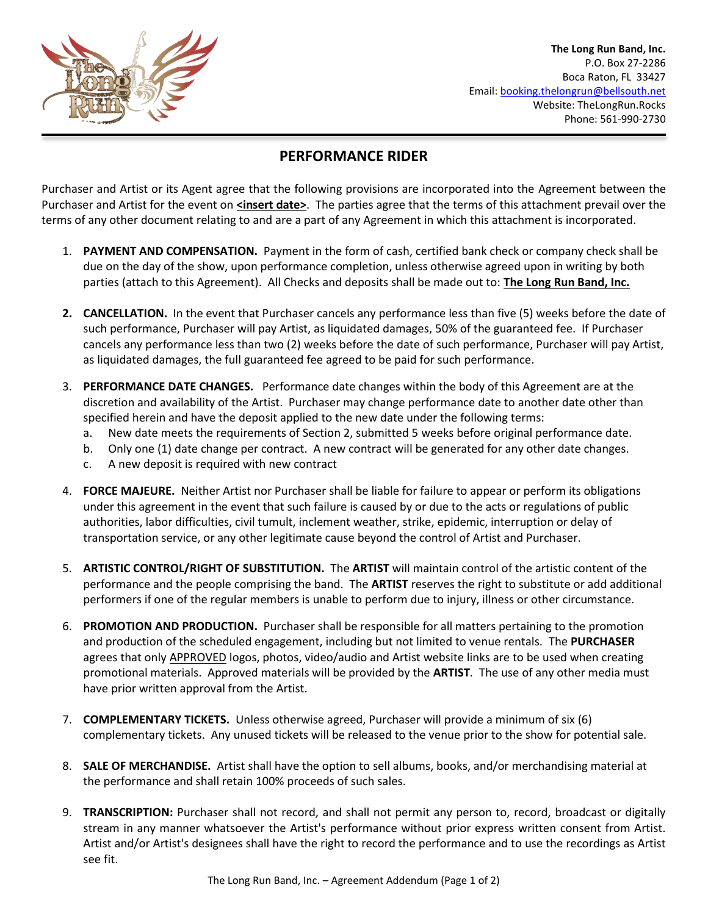**The Long Run Band, Inc.**
P.O. Box 27-2286
Boca Raton, FL 33427
Email: booking.thelongrun@bellsouth.net
Website: TheLongRun.Rocks
Phone: 561-990-2730

# PERFORMANCE RIDER

Purchaser and Artist or its Agent agree that the following provisions are incorporated into the Agreement between the Purchaser and Artist for the event on **<insert date>**. The parties agree that the terms of this attachment prevail over the terms of any other document relating to and are a part of any Agreement in which this attachment is incorporated.

1. **PAYMENT AND COMPENSATION.** Payment in the form of cash, certified bank check or company check shall be due on the day of the show, upon performance completion, unless otherwise agreed upon in writing by both parties (attach to this Agreement). All Checks and deposits shall be made out to: **The Long Run Band, Inc.**

2. **CANCELLATION.** In the event that Purchaser cancels any performance less than five (5) weeks before the date of such performance, Purchaser will pay Artist, as liquidated damages, 50% of the guaranteed fee. If Purchaser cancels any performance less than two (2) weeks before the date of such performance, Purchaser will pay Artist, as liquidated damages, the full guaranteed fee agreed to be paid for such performance.

3. **PERFORMANCE DATE CHANGES.** Performance date changes within the body of this Agreement are at the discretion and availability of the Artist. Purchaser may change performance date to another date other than specified herein and have the deposit applied to the new date under the following terms:
   a. New date meets the requirements of Section 2, submitted 5 weeks before original performance date.
   b. Only one (1) date change per contract. A new contract will be generated for any other date changes.
   c. A new deposit is required with new contract

4. **FORCE MAJEURE.** Neither Artist nor Purchaser shall be liable for failure to appear or perform its obligations under this agreement in the event that such failure is caused by or due to the acts or regulations of public authorities, labor difficulties, civil tumult, inclement weather, strike, epidemic, interruption or delay of transportation service, or any other legitimate cause beyond the control of Artist and Purchaser.

5. **ARTISTIC CONTROL/RIGHT OF SUBSTITUTION.** The **ARTIST** will maintain control of the artistic content of the performance and the people comprising the band. The **ARTIST** reserves the right to substitute or add additional performers if one of the regular members is unable to perform due to injury, illness or other circumstance.

6. **PROMOTION AND PRODUCTION.** Purchaser shall be responsible for all matters pertaining to the promotion and production of the scheduled engagement, including but not limited to venue rentals. The **PURCHASER** agrees that only APPROVED logos, photos, video/audio and Artist website links are to be used when creating promotional materials. Approved materials will be provided by the **ARTIST**. The use of any other media must have prior written approval from the Artist.

7. **COMPLEMENTARY TICKETS.** Unless otherwise agreed, Purchaser will provide a minimum of six (6) complementary tickets. Any unused tickets will be released to the venue prior to the show for potential sale.

8. **SALE OF MERCHANDISE.** Artist shall have the option to sell albums, books, and/or merchandising material at the performance and shall retain 100% proceeds of such sales.

9. **TRANSCRIPTION:** Purchaser shall not record, and shall not permit any person to, record, broadcast or digitally stream in any manner whatsoever the Artist's performance without prior express written consent from Artist. Artist and/or Artist's designees shall have the right to record the performance and to use the recordings as Artist see fit.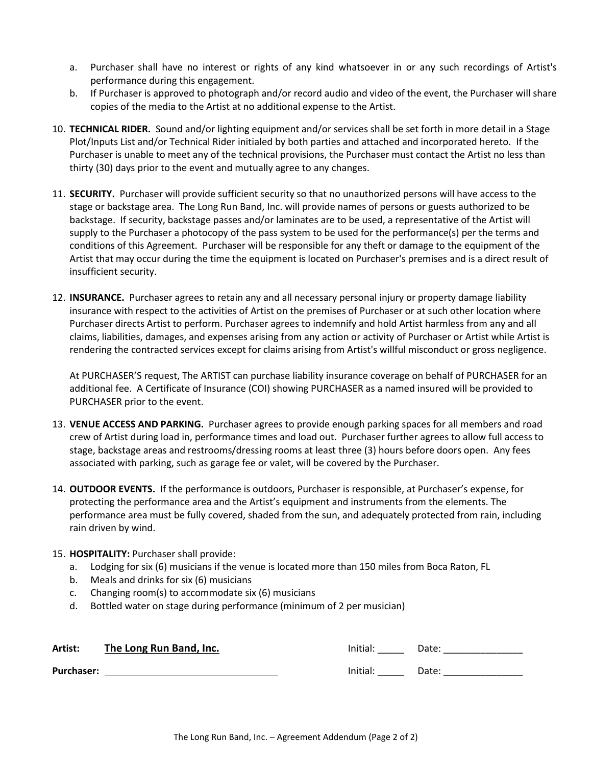a. Purchaser shall have no interest or rights of any kind whatsoever in or any such recordings of Artist's performance during this engagement.
b. If Purchaser is approved to photograph and/or record audio and video of the event, the Purchaser will share copies of the media to the Artist at no additional expense to the Artist.

10. **TECHNICAL RIDER.** Sound and/or lighting equipment and/or services shall be set forth in more detail in a Stage Plot/Inputs List and/or Technical Rider initialed by both parties and attached and incorporated hereto. If the Purchaser is unable to meet any of the technical provisions, the Purchaser must contact the Artist no less than thirty (30) days prior to the event and mutually agree to any changes.

11. **SECURITY.** Purchaser will provide sufficient security so that no unauthorized persons will have access to the stage or backstage area. The Long Run Band, Inc. will provide names of persons or guests authorized to be backstage. If security, backstage passes and/or laminates are to be used, a representative of the Artist will supply to the Purchaser a photocopy of the pass system to be used for the performance(s) per the terms and conditions of this Agreement. Purchaser will be responsible for any theft or damage to the equipment of the Artist that may occur during the time the equipment is located on Purchaser's premises and is a direct result of insufficient security.

12. **INSURANCE.** Purchaser agrees to retain any and all necessary personal injury or property damage liability insurance with respect to the activities of Artist on the premises of Purchaser or at such other location where Purchaser directs Artist to perform. Purchaser agrees to indemnify and hold Artist harmless from any and all claims, liabilities, damages, and expenses arising from any action or activity of Purchaser or Artist while Artist is rendering the contracted services except for claims arising from Artist's willful misconduct or gross negligence.

    At PURCHASER'S request, The ARTIST can purchase liability insurance coverage on behalf of PURCHASER for an additional fee. A Certificate of Insurance (COI) showing PURCHASER as a named insured will be provided to PURCHASER prior to the event.

13. **VENUE ACCESS AND PARKING.** Purchaser agrees to provide enough parking spaces for all members and road crew of Artist during load in, performance times and load out. Purchaser further agrees to allow full access to stage, backstage areas and restrooms/dressing rooms at least three (3) hours before doors open. Any fees associated with parking, such as garage fee or valet, will be covered by the Purchaser.

14. **OUTDOOR EVENTS.** If the performance is outdoors, Purchaser is responsible, at Purchaser's expense, for protecting the performance area and the Artist's equipment and instruments from the elements. The performance area must be fully covered, shaded from the sun, and adequately protected from rain, including rain driven by wind.

15. **HOSPITALITY:** Purchaser shall provide:
    a. Lodging for six (6) musicians if the venue is located more than 150 miles from Boca Raton, FL
    b. Meals and drinks for six (6) musicians
    c. Changing room(s) to accommodate six (6) musicians
    d. Bottled water on stage during performance (minimum of 2 per musician)

**Artist:** **The Long Run Band, Inc.** Initial: _____ Date: _______________

**Purchaser:** ________________________________ Initial: _____ Date: _______________